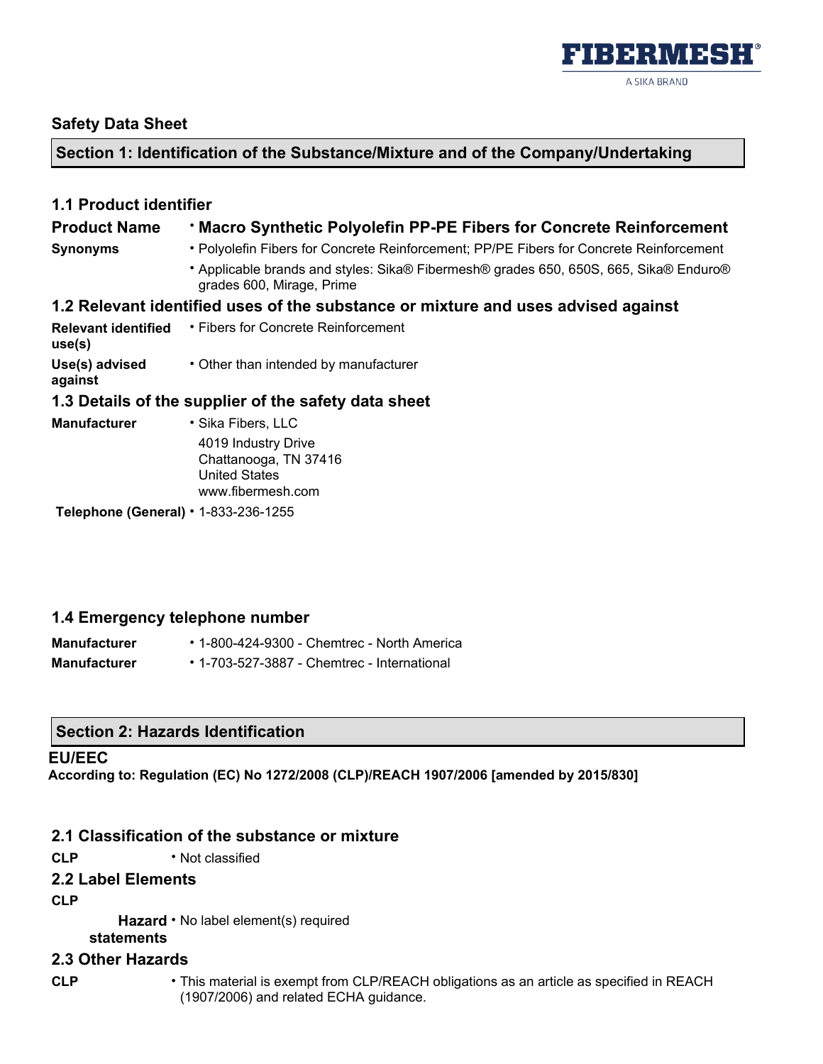FIBERMESH®
A SIKA BRAND

# Safety Data Sheet

## Section 1: Identification of the Substance/Mixture and of the Company/Undertaking

### 1.1 Product identifier

**Product Name** • **Macro Synthetic Polyolefin PP-PE Fibers for Concrete Reinforcement**

**Synonyms**
- Polyolefin Fibers for Concrete Reinforcement; PP/PE Fibers for Concrete Reinforcement
- Applicable brands and styles: Sika® Fibermesh® grades 650, 650S, 665, Sika® Enduro® grades 600, Mirage, Prime

### 1.2 Relevant identified uses of the substance or mixture and uses advised against

**Relevant identified use(s)** • Fibers for Concrete Reinforcement

**Use(s) advised against** • Other than intended by manufacturer

### 1.3 Details of the supplier of the safety data sheet

**Manufacturer** • Sika Fibers, LLC
4019 Industry Drive
Chattanooga, TN 37416
United States
www.fibermesh.com

**Telephone (General)** • 1-833-236-1255

### 1.4 Emergency telephone number

**Manufacturer** • 1-800-424-9300 - Chemtrec - North America

**Manufacturer** • 1-703-527-3887 - Chemtrec - International

## Section 2: Hazards Identification

**EU/EEC**

**According to: Regulation (EC) No 1272/2008 (CLP)/REACH 1907/2006 [amended by 2015/830]**

### 2.1 Classification of the substance or mixture

**CLP** • Not classified

### 2.2 Label Elements

**CLP**

**Hazard statements** • No label element(s) required

### 2.3 Other Hazards

**CLP** • This material is exempt from CLP/REACH obligations as an article as specified in REACH (1907/2006) and related ECHA guidance.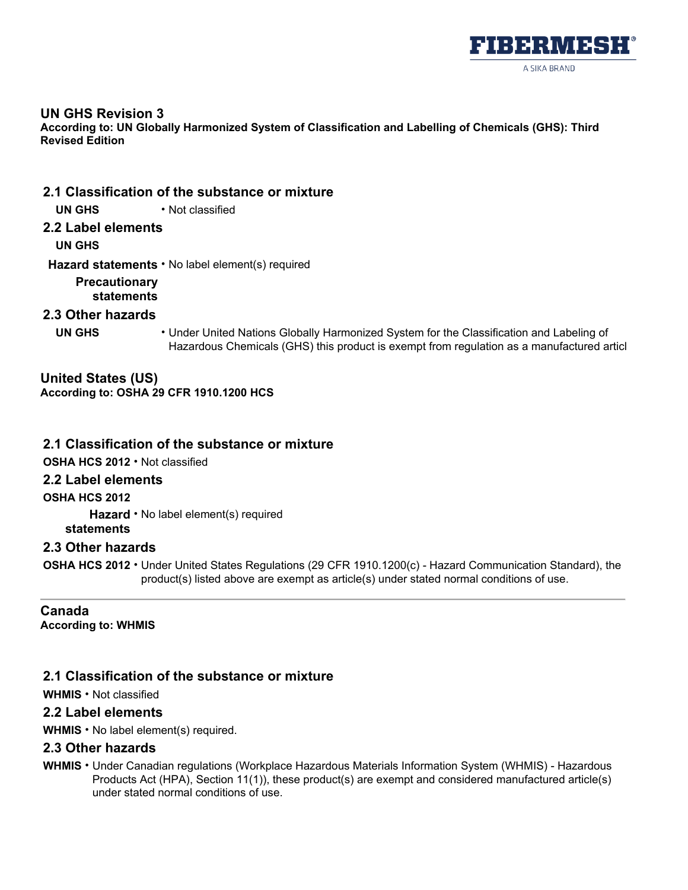## UN GHS Revision 3

**According to: UN Globally Harmonized System of Classification and Labelling of Chemicals (GHS): Third Revised Edition**

### 2.1 Classification of the substance or mixture

**UN GHS** • Not classified

### 2.2 Label elements

**UN GHS**

**Hazard statements** • No label element(s) required

**Precautionary statements**

### 2.3 Other hazards

**UN GHS** • Under United Nations Globally Harmonized System for the Classification and Labeling of Hazardous Chemicals (GHS) this product is exempt from regulation as a manufactured articl

## United States (US)

**According to: OSHA 29 CFR 1910.1200 HCS**

### 2.1 Classification of the substance or mixture

**OSHA HCS 2012** • Not classified

### 2.2 Label elements

**OSHA HCS 2012**

**Hazard statements** • No label element(s) required

### 2.3 Other hazards

**OSHA HCS 2012** • Under United States Regulations (29 CFR 1910.1200(c) - Hazard Communication Standard), the product(s) listed above are exempt as article(s) under stated normal conditions of use.

---

## Canada

**According to: WHMIS**

### 2.1 Classification of the substance or mixture

**WHMIS** • Not classified

### 2.2 Label elements

**WHMIS** • No label element(s) required.

### 2.3 Other hazards

**WHMIS** • Under Canadian regulations (Workplace Hazardous Materials Information System (WHMIS) - Hazardous Products Act (HPA), Section 11(1)), these product(s) are exempt and considered manufactured article(s) under stated normal conditions of use.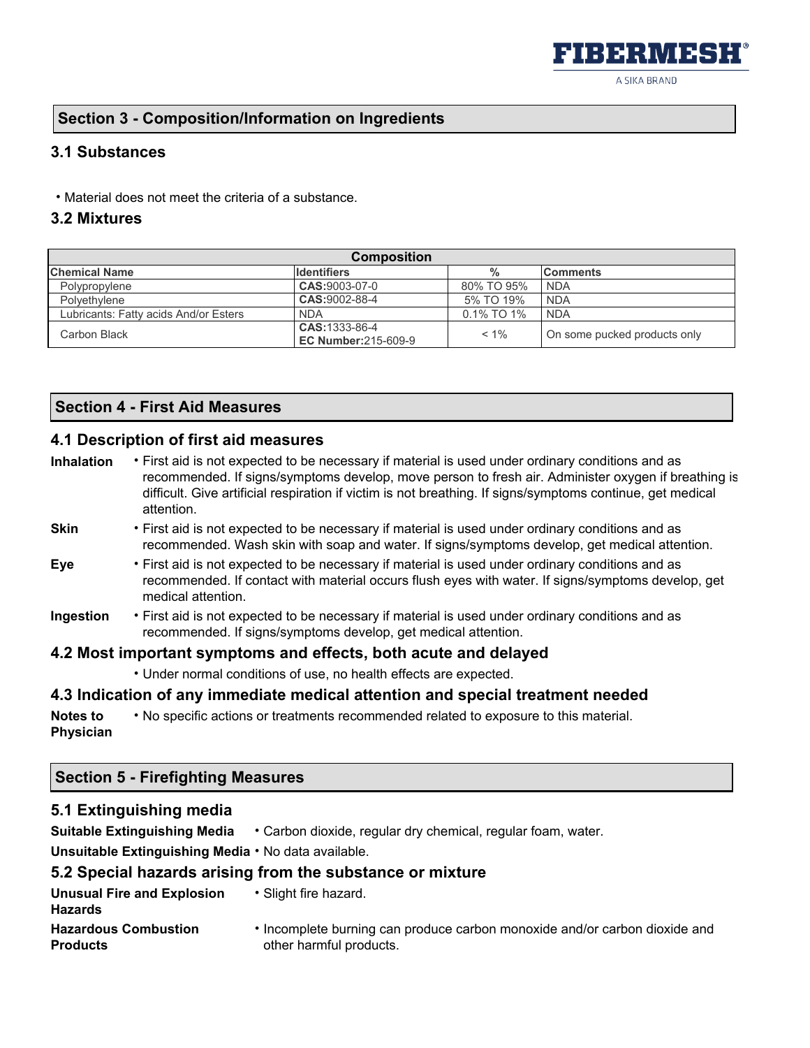## Section 3 - Composition/Information on Ingredients

### 3.1 Substances

- Material does not meet the criteria of a substance.

### 3.2 Mixtures

| Composition | | | |
|---|---|---|---|
| **Chemical Name** | **Identifiers** | **%** | **Comments** |
| Polypropylene | **CAS:**9003-07-0 | 80% TO 95% | NDA |
| Polyethylene | **CAS:**9002-88-4 | 5% TO 19% | NDA |
| Lubricants: Fatty acids And/or Esters | NDA | 0.1% TO 1% | NDA |
| Carbon Black | **CAS:**1333-86-4 **EC Number:**215-609-9 | < 1% | On some pucked products only |

## Section 4 - First Aid Measures

### 4.1 Description of first aid measures

**Inhalation**
- First aid is not expected to be necessary if material is used under ordinary conditions and as recommended. If signs/symptoms develop, move person to fresh air. Administer oxygen if breathing is difficult. Give artificial respiration if victim is not breathing. If signs/symptoms continue, get medical attention.

**Skin**
- First aid is not expected to be necessary if material is used under ordinary conditions and as recommended. Wash skin with soap and water. If signs/symptoms develop, get medical attention.

**Eye**
- First aid is not expected to be necessary if material is used under ordinary conditions and as recommended. If contact with material occurs flush eyes with water. If signs/symptoms develop, get medical attention.

**Ingestion**
- First aid is not expected to be necessary if material is used under ordinary conditions and as recommended. If signs/symptoms develop, get medical attention.

### 4.2 Most important symptoms and effects, both acute and delayed

- Under normal conditions of use, no health effects are expected.

### 4.3 Indication of any immediate medical attention and special treatment needed

**Notes to Physician**
- No specific actions or treatments recommended related to exposure to this material.

## Section 5 - Firefighting Measures

### 5.1 Extinguishing media

**Suitable Extinguishing Media**
- Carbon dioxide, regular dry chemical, regular foam, water.

**Unsuitable Extinguishing Media**
- No data available.

### 5.2 Special hazards arising from the substance or mixture

**Unusual Fire and Explosion Hazards**
- Slight fire hazard.

**Hazardous Combustion Products**
- Incomplete burning can produce carbon monoxide and/or carbon dioxide and other harmful products.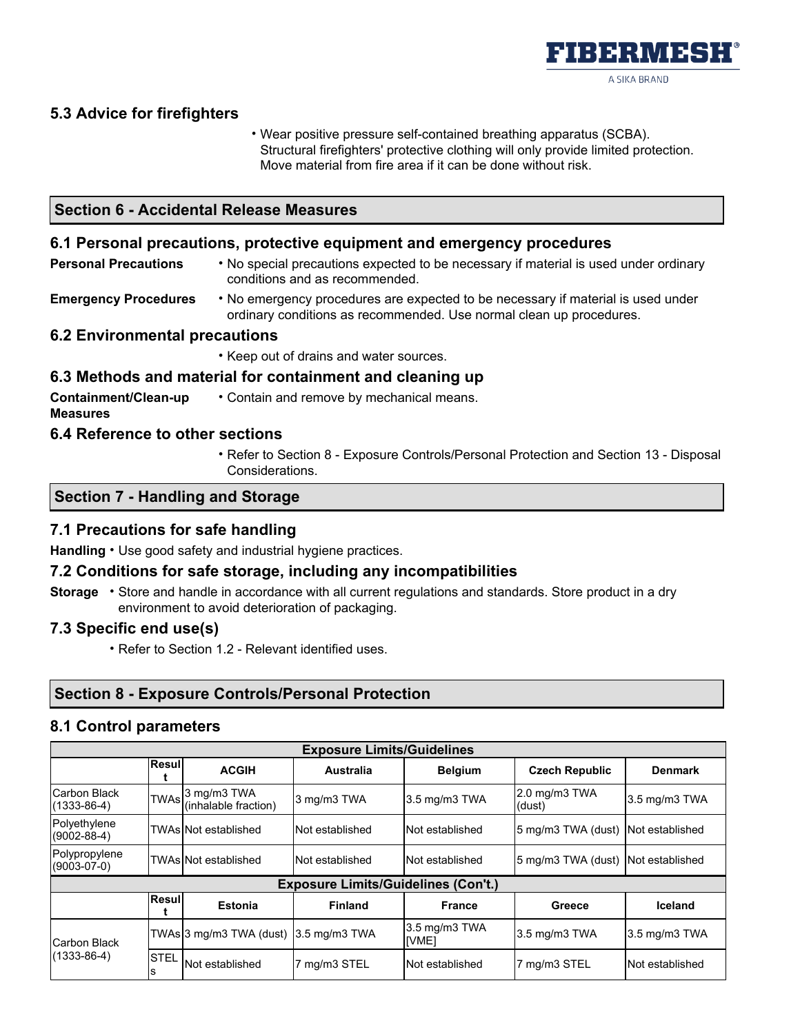### 5.3 Advice for firefighters

- Wear positive pressure self-contained breathing apparatus (SCBA). Structural firefighters' protective clothing will only provide limited protection. Move material from fire area if it can be done without risk.

## Section 6 - Accidental Release Measures

### 6.1 Personal precautions, protective equipment and emergency procedures

**Personal Precautions**
- No special precautions expected to be necessary if material is used under ordinary conditions and as recommended.

**Emergency Procedures**
- No emergency procedures are expected to be necessary if material is used under ordinary conditions as recommended. Use normal clean up procedures.

### 6.2 Environmental precautions

- Keep out of drains and water sources.

### 6.3 Methods and material for containment and cleaning up

**Containment/Clean-up Measures**
- Contain and remove by mechanical means.

### 6.4 Reference to other sections

- Refer to Section 8 - Exposure Controls/Personal Protection and Section 13 - Disposal Considerations.

## Section 7 - Handling and Storage

### 7.1 Precautions for safe handling

**Handling** • Use good safety and industrial hygiene practices.

### 7.2 Conditions for safe storage, including any incompatibilities

**Storage** • Store and handle in accordance with all current regulations and standards. Store product in a dry environment to avoid deterioration of packaging.

### 7.3 Specific end use(s)

- Refer to Section 1.2 - Relevant identified uses.

## Section 8 - Exposure Controls/Personal Protection

### 8.1 Control parameters

| Exposure Limits/Guidelines | | | | | | |
|---|---|---|---|---|---|---|
| | Result | ACGIH | Australia | Belgium | Czech Republic | Denmark |
| Carbon Black (1333-86-4) | TWAs | 3 mg/m3 TWA (inhalable fraction) | 3 mg/m3 TWA | 3.5 mg/m3 TWA | 2.0 mg/m3 TWA (dust) | 3.5 mg/m3 TWA |
| Polyethylene (9002-88-4) | TWAs | Not established | Not established | Not established | 5 mg/m3 TWA (dust) | Not established |
| Polypropylene (9003-07-0) | TWAs | Not established | Not established | Not established | 5 mg/m3 TWA (dust) | Not established |

| Exposure Limits/Guidelines (Con't.) | | | | | | |
|---|---|---|---|---|---|---|
| | Result | Estonia | Finland | France | Greece | Iceland |
| Carbon Black (1333-86-4) | TWAs | 3 mg/m3 TWA (dust) | 3.5 mg/m3 TWA | 3.5 mg/m3 TWA [VME] | 3.5 mg/m3 TWA | 3.5 mg/m3 TWA |
| | STELs | Not established | 7 mg/m3 STEL | Not established | 7 mg/m3 STEL | Not established |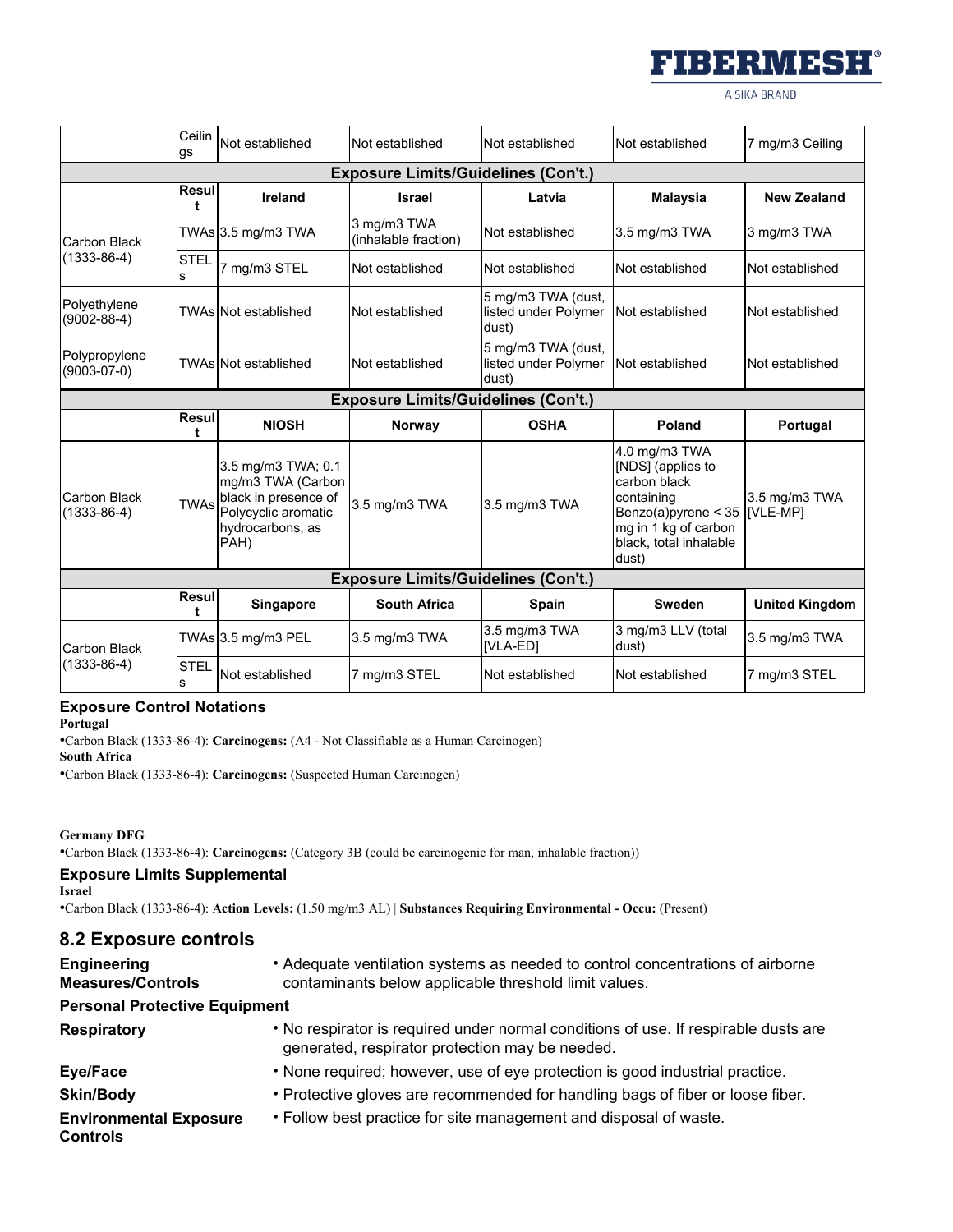| | Ceilings | Not established | Not established | Not established | Not established | 7 mg/m3 Ceiling |
|---|---|---|---|---|---|---|

| Exposure Limits/Guidelines (Con't.) | | | | | | |
|---|---|---|---|---|---|---|
| | Result | Ireland | Israel | Latvia | Malaysia | New Zealand |
| Carbon Black (1333-86-4) | TWAs | 3.5 mg/m3 TWA | 3 mg/m3 TWA (inhalable fraction) | Not established | 3.5 mg/m3 TWA | 3 mg/m3 TWA |
| | STELs | 7 mg/m3 STEL | Not established | Not established | Not established | Not established |
| Polyethylene (9002-88-4) | TWAs | Not established | Not established | 5 mg/m3 TWA (dust, listed under Polymer dust) | Not established | Not established |
| Polypropylene (9003-07-0) | TWAs | Not established | Not established | 5 mg/m3 TWA (dust, listed under Polymer dust) | Not established | Not established |

| Exposure Limits/Guidelines (Con't.) | | | | | | |
|---|---|---|---|---|---|---|
| | Result | NIOSH | Norway | OSHA | Poland | Portugal |
| Carbon Black (1333-86-4) | TWAs | 3.5 mg/m3 TWA; 0.1 mg/m3 TWA (Carbon black in presence of Polycyclic aromatic hydrocarbons, as PAH) | 3.5 mg/m3 TWA | 3.5 mg/m3 TWA | 4.0 mg/m3 TWA [NDS] (applies to carbon black containing Benzo(a)pyrene < 35 mg in 1 kg of carbon black, total inhalable dust) | 3.5 mg/m3 TWA [VLE-MP] |

| Exposure Limits/Guidelines (Con't.) | | | | | | |
|---|---|---|---|---|---|---|
| | Result | Singapore | South Africa | Spain | Sweden | United Kingdom |
| Carbon Black (1333-86-4) | TWAs | 3.5 mg/m3 PEL | 3.5 mg/m3 TWA | 3.5 mg/m3 TWA [VLA-ED] | 3 mg/m3 LLV (total dust) | 3.5 mg/m3 TWA |
| | STELs | Not established | 7 mg/m3 STEL | Not established | Not established | 7 mg/m3 STEL |

### Exposure Control Notations

**Portugal**

- Carbon Black (1333-86-4): **Carcinogens:** (A4 - Not Classifiable as a Human Carcinogen)

**South Africa**

- Carbon Black (1333-86-4): **Carcinogens:** (Suspected Human Carcinogen)

**Germany DFG**

- Carbon Black (1333-86-4): **Carcinogens:** (Category 3B (could be carcinogenic for man, inhalable fraction))

### Exposure Limits Supplemental

**Israel**

- Carbon Black (1333-86-4): **Action Levels:** (1.50 mg/m3 AL) | **Substances Requiring Environmental - Occu:** (Present)

## 8.2 Exposure controls

**Engineering Measures/Controls**
- Adequate ventilation systems as needed to control concentrations of airborne contaminants below applicable threshold limit values.

**Personal Protective Equipment**

**Respiratory**
- No respirator is required under normal conditions of use. If respirable dusts are generated, respirator protection may be needed.

**Eye/Face**
- None required; however, use of eye protection is good industrial practice.

**Skin/Body**
- Protective gloves are recommended for handling bags of fiber or loose fiber.

**Environmental Exposure Controls**
- Follow best practice for site management and disposal of waste.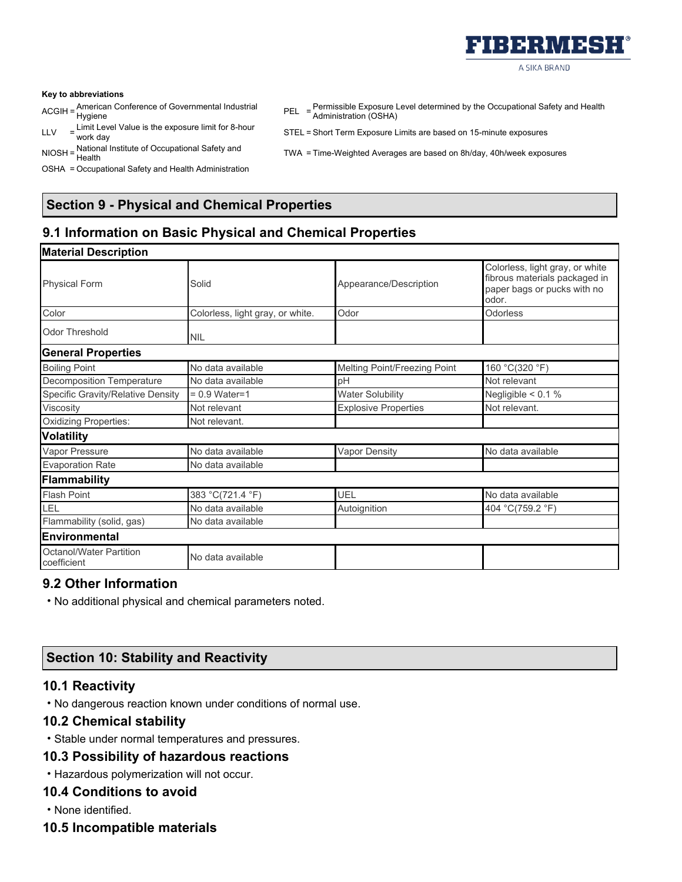**Key to abbreviations**

ACGIH = American Conference of Governmental Industrial Hygiene

LLV = Limit Level Value is the exposure limit for 8-hour work day

NIOSH = National Institute of Occupational Safety and Health

OSHA = Occupational Safety and Health Administration

PEL = Permissible Exposure Level determined by the Occupational Safety and Health Administration (OSHA)

STEL = Short Term Exposure Limits are based on 15-minute exposures

TWA = Time-Weighted Averages are based on 8h/day, 40h/week exposures

## Section 9 - Physical and Chemical Properties

### 9.1 Information on Basic Physical and Chemical Properties

| **Material Description** | | | |
|---|---|---|---|
| Physical Form | Solid | Appearance/Description | Colorless, light gray, or white fibrous materials packaged in paper bags or pucks with no odor. |
| Color | Colorless, light gray, or white. | Odor | Odorless |
| Odor Threshold | NIL | | |
| **General Properties** | | | |
| Boiling Point | No data available | Melting Point/Freezing Point | 160 °C(320 °F) |
| Decomposition Temperature | No data available | pH | Not relevant |
| Specific Gravity/Relative Density | = 0.9 Water=1 | Water Solubility | Negligible < 0.1 % |
| Viscosity | Not relevant | Explosive Properties | Not relevant. |
| Oxidizing Properties: | Not relevant. | | |
| **Volatility** | | | |
| Vapor Pressure | No data available | Vapor Density | No data available |
| Evaporation Rate | No data available | | |
| **Flammability** | | | |
| Flash Point | 383 °C(721.4 °F) | UEL | No data available |
| LEL | No data available | Autoignition | 404 °C(759.2 °F) |
| Flammability (solid, gas) | No data available | | |
| **Environmental** | | | |
| Octanol/Water Partition coefficient | No data available | | |

### 9.2 Other Information

- No additional physical and chemical parameters noted.

## Section 10: Stability and Reactivity

### 10.1 Reactivity

- No dangerous reaction known under conditions of normal use.

### 10.2 Chemical stability

- Stable under normal temperatures and pressures.

### 10.3 Possibility of hazardous reactions

- Hazardous polymerization will not occur.

### 10.4 Conditions to avoid

- None identified.

### 10.5 Incompatible materials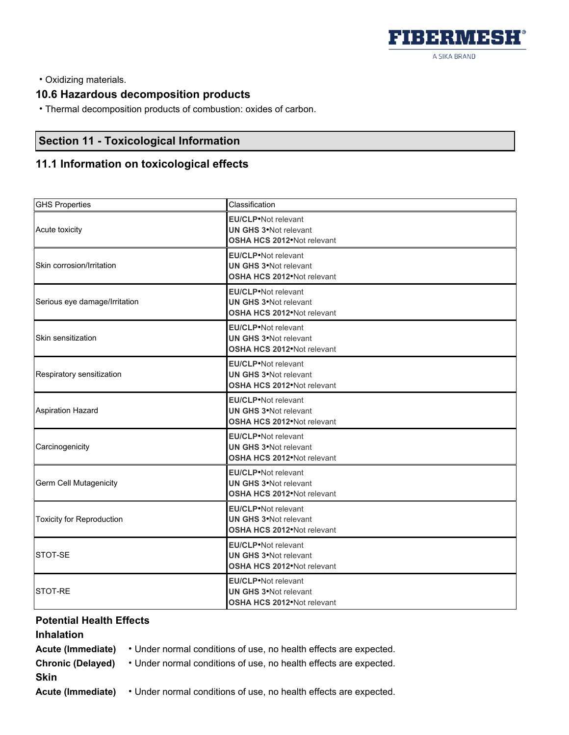• Oxidizing materials.

### 10.6 Hazardous decomposition products

• Thermal decomposition products of combustion: oxides of carbon.

## Section 11 - Toxicological Information

### 11.1 Information on toxicological effects

| GHS Properties | Classification |
|---|---|
| Acute toxicity | **EU/CLP**•Not relevant<br>**UN GHS 3**•Not relevant<br>**OSHA HCS 2012**•Not relevant |
| Skin corrosion/Irritation | **EU/CLP**•Not relevant<br>**UN GHS 3**•Not relevant<br>**OSHA HCS 2012**•Not relevant |
| Serious eye damage/Irritation | **EU/CLP**•Not relevant<br>**UN GHS 3**•Not relevant<br>**OSHA HCS 2012**•Not relevant |
| Skin sensitization | **EU/CLP**•Not relevant<br>**UN GHS 3**•Not relevant<br>**OSHA HCS 2012**•Not relevant |
| Respiratory sensitization | **EU/CLP**•Not relevant<br>**UN GHS 3**•Not relevant<br>**OSHA HCS 2012**•Not relevant |
| Aspiration Hazard | **EU/CLP**•Not relevant<br>**UN GHS 3**•Not relevant<br>**OSHA HCS 2012**•Not relevant |
| Carcinogenicity | **EU/CLP**•Not relevant<br>**UN GHS 3**•Not relevant<br>**OSHA HCS 2012**•Not relevant |
| Germ Cell Mutagenicity | **EU/CLP**•Not relevant<br>**UN GHS 3**•Not relevant<br>**OSHA HCS 2012**•Not relevant |
| Toxicity for Reproduction | **EU/CLP**•Not relevant<br>**UN GHS 3**•Not relevant<br>**OSHA HCS 2012**•Not relevant |
| STOT-SE | **EU/CLP**•Not relevant<br>**UN GHS 3**•Not relevant<br>**OSHA HCS 2012**•Not relevant |
| STOT-RE | **EU/CLP**•Not relevant<br>**UN GHS 3**•Not relevant<br>**OSHA HCS 2012**•Not relevant |

**Potential Health Effects**

**Inhalation**

**Acute (Immediate)** • Under normal conditions of use, no health effects are expected.

**Chronic (Delayed)** • Under normal conditions of use, no health effects are expected.

**Skin**

**Acute (Immediate)** • Under normal conditions of use, no health effects are expected.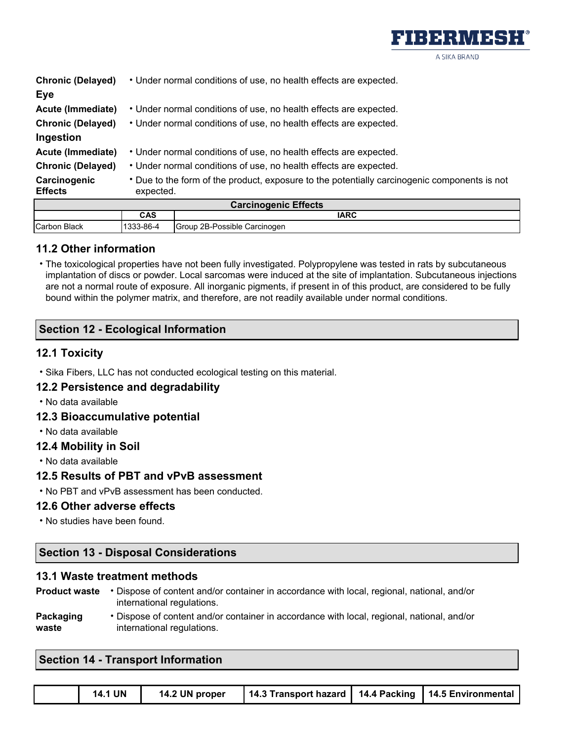**Chronic (Delayed)**
- Under normal conditions of use, no health effects are expected.

**Eye**

**Acute (Immediate)**
- Under normal conditions of use, no health effects are expected.

**Chronic (Delayed)**
- Under normal conditions of use, no health effects are expected.

**Ingestion**

**Acute (Immediate)**
- Under normal conditions of use, no health effects are expected.

**Chronic (Delayed)**
- Under normal conditions of use, no health effects are expected.

**Carcinogenic Effects**
- Due to the form of the product, exposure to the potentially carcinogenic components is not expected.

| Carcinogenic Effects | | |
|---|---|---|
| | CAS | IARC |
| Carbon Black | 1333-86-4 | Group 2B-Possible Carcinogen |

### 11.2 Other information

- The toxicological properties have not been fully investigated. Polypropylene was tested in rats by subcutaneous implantation of discs or powder. Local sarcomas were induced at the site of implantation. Subcutaneous injections are not a normal route of exposure. All inorganic pigments, if present in of this product, are considered to be fully bound within the polymer matrix, and therefore, are not readily available under normal conditions.

## Section 12 - Ecological Information

### 12.1 Toxicity

- Sika Fibers, LLC has not conducted ecological testing on this material.

### 12.2 Persistence and degradability

- No data available

### 12.3 Bioaccumulative potential

- No data available

### 12.4 Mobility in Soil

- No data available

### 12.5 Results of PBT and vPvB assessment

- No PBT and vPvB assessment has been conducted.

### 12.6 Other adverse effects

- No studies have been found.

## Section 13 - Disposal Considerations

### 13.1 Waste treatment methods

**Product waste**
- Dispose of content and/or container in accordance with local, regional, national, and/or international regulations.

**Packaging waste**
- Dispose of content and/or container in accordance with local, regional, national, and/or international regulations.

## Section 14 - Transport Information

| | 14.1 UN | 14.2 UN proper | 14.3 Transport hazard | 14.4 Packing | 14.5 Environmental |
|---|---|---|---|---|---|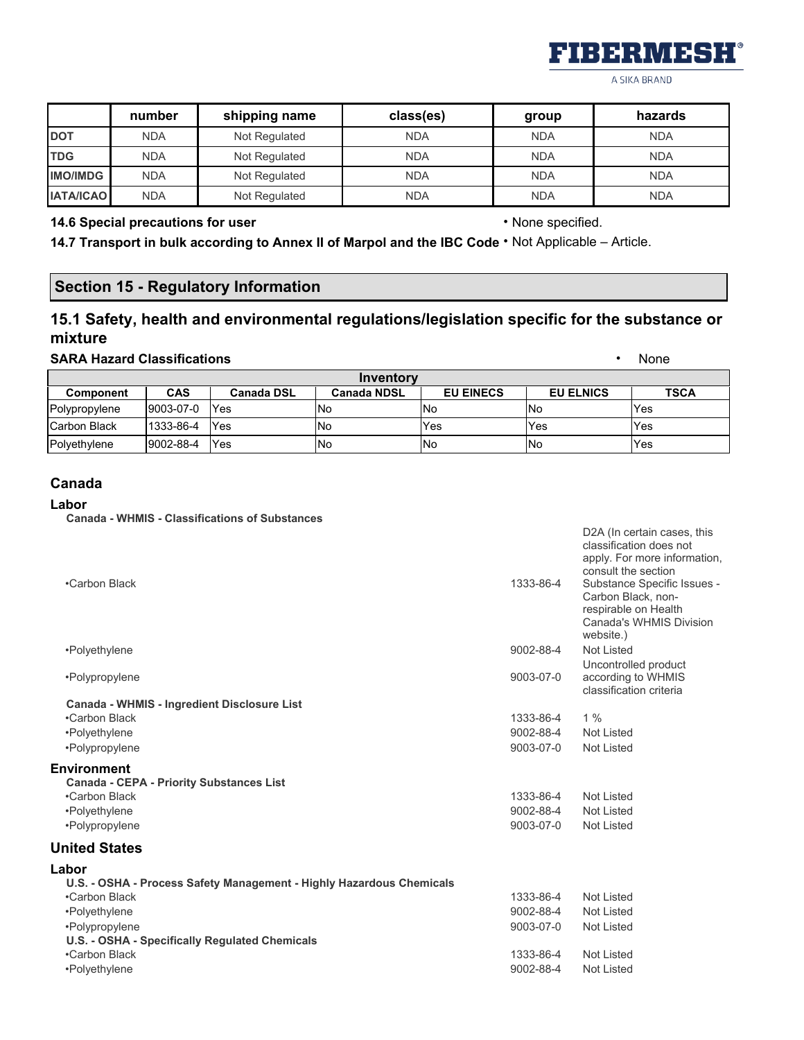| | number | shipping name | class(es) | group | hazards |
|---|---|---|---|---|---|
| **DOT** | NDA | Not Regulated | NDA | NDA | NDA |
| **TDG** | NDA | Not Regulated | NDA | NDA | NDA |
| **IMO/IMDG** | NDA | Not Regulated | NDA | NDA | NDA |
| **IATA/ICAO** | NDA | Not Regulated | NDA | NDA | NDA |

**14.6 Special precautions for user** • None specified.

**14.7 Transport in bulk according to Annex II of Marpol and the IBC Code** • Not Applicable – Article.

## Section 15 - Regulatory Information

### 15.1 Safety, health and environmental regulations/legislation specific for the substance or mixture

**SARA Hazard Classifications** • None

| Inventory | | | | | | |
|---|---|---|---|---|---|---|
| **Component** | **CAS** | **Canada DSL** | **Canada NDSL** | **EU EINECS** | **EU ELNICS** | **TSCA** |
| Polypropylene | 9003-07-0 | Yes | No | No | No | Yes |
| Carbon Black | 1333-86-4 | Yes | No | Yes | Yes | Yes |
| Polyethylene | 9002-88-4 | Yes | No | No | No | Yes |

### Canada

#### Labor

**Canada - WHMIS - Classifications of Substances**

| | | |
|---|---|---|
| •Carbon Black | 1333-86-4 | D2A (In certain cases, this classification does not apply. For more information, consult the section Substance Specific Issues - Carbon Black, non-respirable on Health Canada's WHMIS Division website.) |
| •Polyethylene | 9002-88-4 | Not Listed |
| •Polypropylene | 9003-07-0 | Uncontrolled product according to WHMIS classification criteria |

**Canada - WHMIS - Ingredient Disclosure List**

| | | |
|---|---|---|
| •Carbon Black | 1333-86-4 | 1 % |
| •Polyethylene | 9002-88-4 | Not Listed |
| •Polypropylene | 9003-07-0 | Not Listed |

#### Environment

**Canada - CEPA - Priority Substances List**

| | | |
|---|---|---|
| •Carbon Black | 1333-86-4 | Not Listed |
| •Polyethylene | 9002-88-4 | Not Listed |
| •Polypropylene | 9003-07-0 | Not Listed |

### United States

#### Labor

**U.S. - OSHA - Process Safety Management - Highly Hazardous Chemicals**

| | | |
|---|---|---|
| •Carbon Black | 1333-86-4 | Not Listed |
| •Polyethylene | 9002-88-4 | Not Listed |
| •Polypropylene | 9003-07-0 | Not Listed |

**U.S. - OSHA - Specifically Regulated Chemicals**

| | | |
|---|---|---|
| •Carbon Black | 1333-86-4 | Not Listed |
| •Polyethylene | 9002-88-4 | Not Listed |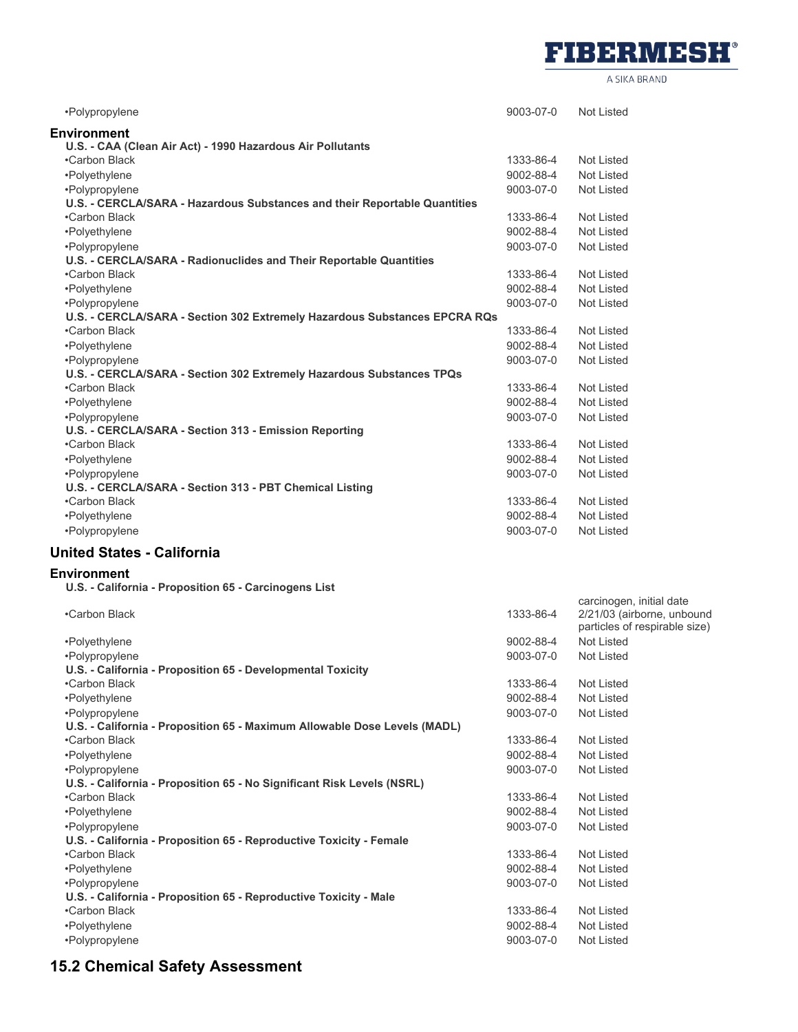| | | |
|---|---|---|
| •Polypropylene | 9003-07-0 | Not Listed |

### Environment

| U.S. - CAA (Clean Air Act) - 1990 Hazardous Air Pollutants | | |
|---|---|---|
| •Carbon Black | 1333-86-4 | Not Listed |
| •Polyethylene | 9002-88-4 | Not Listed |
| •Polypropylene | 9003-07-0 | Not Listed |
| **U.S. - CERCLA/SARA - Hazardous Substances and their Reportable Quantities** | | |
| •Carbon Black | 1333-86-4 | Not Listed |
| •Polyethylene | 9002-88-4 | Not Listed |
| •Polypropylene | 9003-07-0 | Not Listed |
| **U.S. - CERCLA/SARA - Radionuclides and Their Reportable Quantities** | | |
| •Carbon Black | 1333-86-4 | Not Listed |
| •Polyethylene | 9002-88-4 | Not Listed |
| •Polypropylene | 9003-07-0 | Not Listed |
| **U.S. - CERCLA/SARA - Section 302 Extremely Hazardous Substances EPCRA RQs** | | |
| •Carbon Black | 1333-86-4 | Not Listed |
| •Polyethylene | 9002-88-4 | Not Listed |
| •Polypropylene | 9003-07-0 | Not Listed |
| **U.S. - CERCLA/SARA - Section 302 Extremely Hazardous Substances TPQs** | | |
| •Carbon Black | 1333-86-4 | Not Listed |
| •Polyethylene | 9002-88-4 | Not Listed |
| •Polypropylene | 9003-07-0 | Not Listed |
| **U.S. - CERCLA/SARA - Section 313 - Emission Reporting** | | |
| •Carbon Black | 1333-86-4 | Not Listed |
| •Polyethylene | 9002-88-4 | Not Listed |
| •Polypropylene | 9003-07-0 | Not Listed |
| **U.S. - CERCLA/SARA - Section 313 - PBT Chemical Listing** | | |
| •Carbon Black | 1333-86-4 | Not Listed |
| •Polyethylene | 9002-88-4 | Not Listed |
| •Polypropylene | 9003-07-0 | Not Listed |

## United States - California

### Environment

| U.S. - California - Proposition 65 - Carcinogens List | | |
|---|---|---|
| •Carbon Black | 1333-86-4 | carcinogen, initial date 2/21/03 (airborne, unbound particles of respirable size) |
| •Polyethylene | 9002-88-4 | Not Listed |
| •Polypropylene | 9003-07-0 | Not Listed |
| **U.S. - California - Proposition 65 - Developmental Toxicity** | | |
| •Carbon Black | 1333-86-4 | Not Listed |
| •Polyethylene | 9002-88-4 | Not Listed |
| •Polypropylene | 9003-07-0 | Not Listed |
| **U.S. - California - Proposition 65 - Maximum Allowable Dose Levels (MADL)** | | |
| •Carbon Black | 1333-86-4 | Not Listed |
| •Polyethylene | 9002-88-4 | Not Listed |
| •Polypropylene | 9003-07-0 | Not Listed |
| **U.S. - California - Proposition 65 - No Significant Risk Levels (NSRL)** | | |
| •Carbon Black | 1333-86-4 | Not Listed |
| •Polyethylene | 9002-88-4 | Not Listed |
| •Polypropylene | 9003-07-0 | Not Listed |
| **U.S. - California - Proposition 65 - Reproductive Toxicity - Female** | | |
| •Carbon Black | 1333-86-4 | Not Listed |
| •Polyethylene | 9002-88-4 | Not Listed |
| •Polypropylene | 9003-07-0 | Not Listed |
| **U.S. - California - Proposition 65 - Reproductive Toxicity - Male** | | |
| •Carbon Black | 1333-86-4 | Not Listed |
| •Polyethylene | 9002-88-4 | Not Listed |
| •Polypropylene | 9003-07-0 | Not Listed |

## 15.2 Chemical Safety Assessment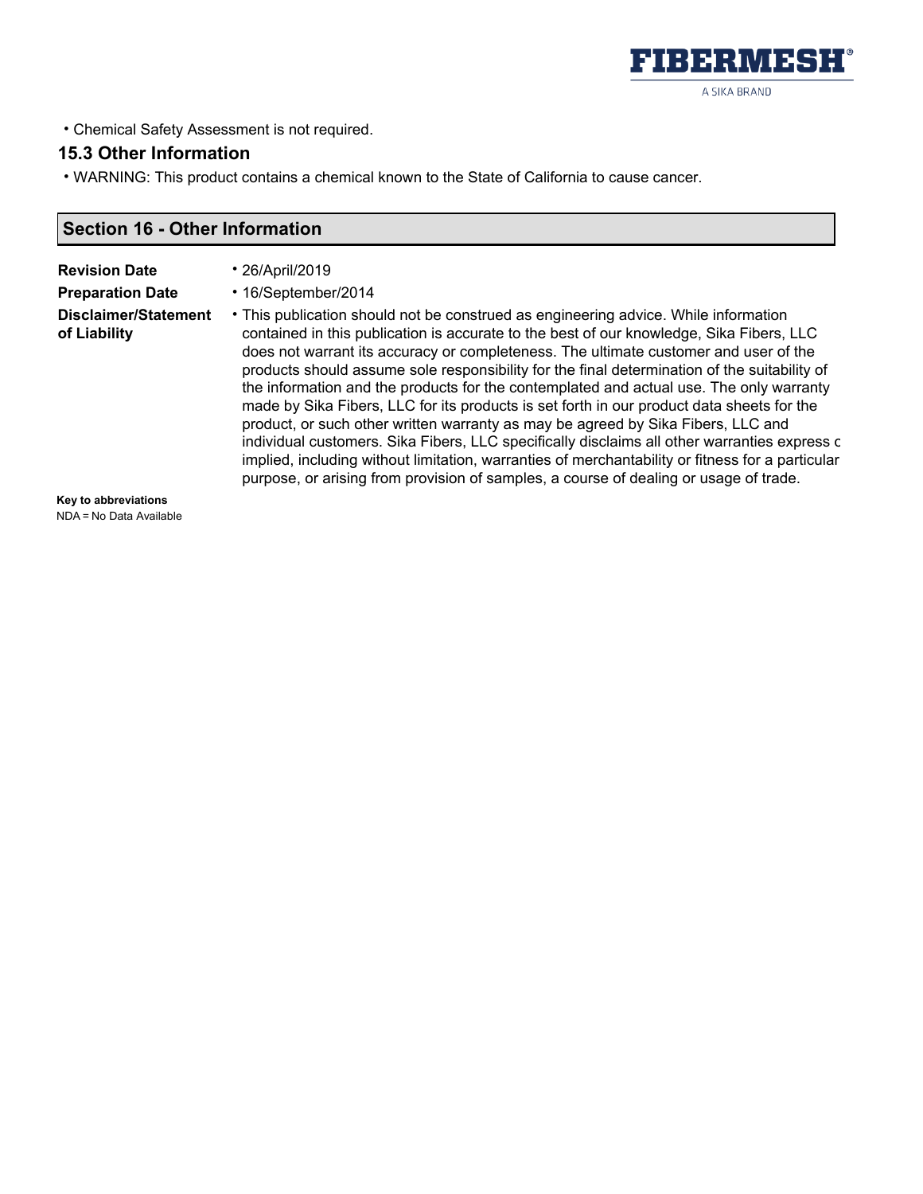- Chemical Safety Assessment is not required.

### 15.3 Other Information

- WARNING: This product contains a chemical known to the State of California to cause cancer.

## Section 16 - Other Information

| | |
|---|---|
| **Revision Date** | • 26/April/2019 |
| **Preparation Date** | • 16/September/2014 |
| **Disclaimer/Statement of Liability** | • This publication should not be construed as engineering advice. While information contained in this publication is accurate to the best of our knowledge, Sika Fibers, LLC does not warrant its accuracy or completeness. The ultimate customer and user of the products should assume sole responsibility for the final determination of the suitability of the information and the products for the contemplated and actual use. The only warranty made by Sika Fibers, LLC for its products is set forth in our product data sheets for the product, or such other written warranty as may be agreed by Sika Fibers, LLC and individual customers. Sika Fibers, LLC specifically disclaims all other warranties express c implied, including without limitation, warranties of merchantability or fitness for a particular purpose, or arising from provision of samples, a course of dealing or usage of trade. |

**Key to abbreviations**
NDA = No Data Available